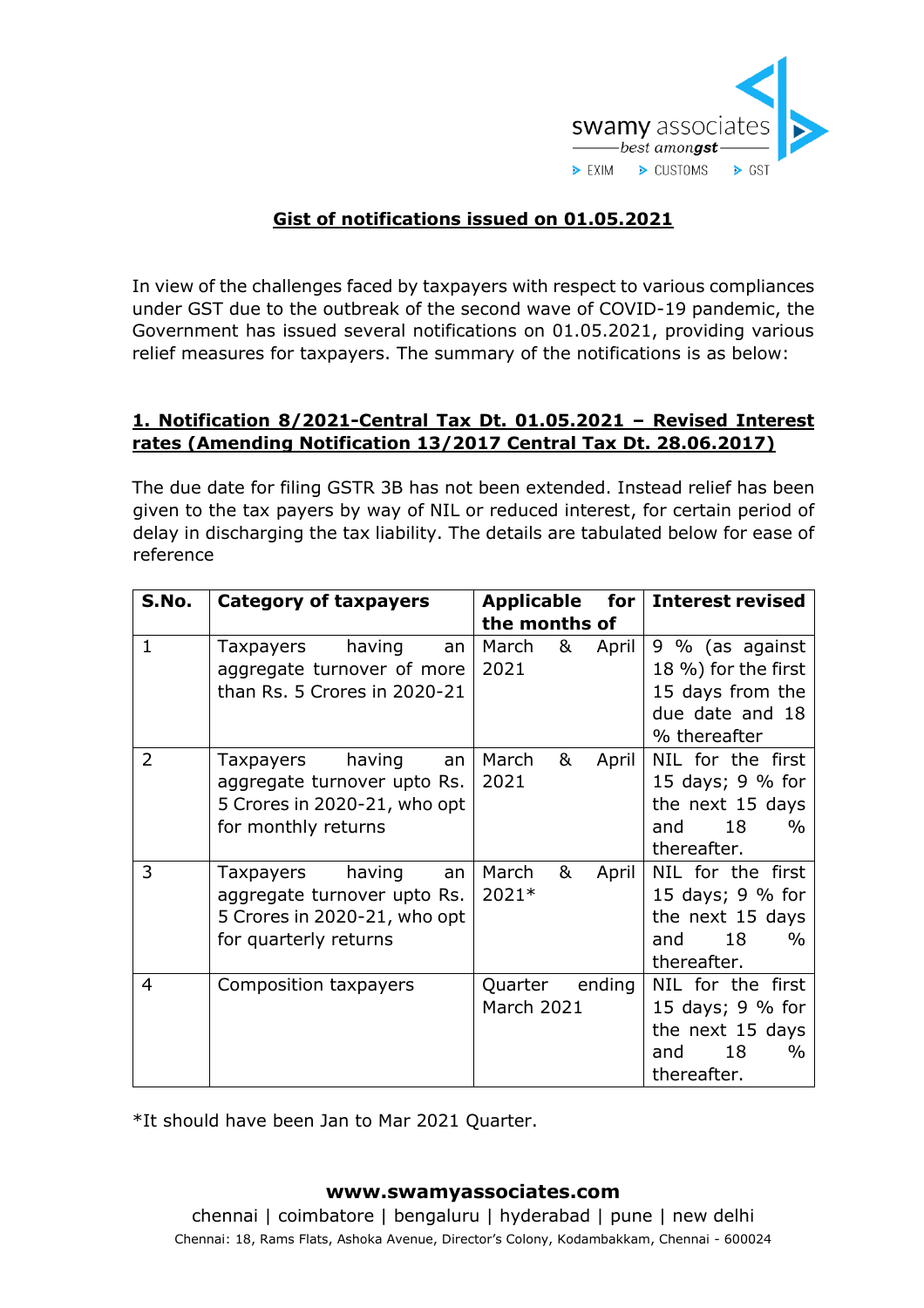## Gist of notifications issued on 01.05.2021

In view of the challenges faced by taxpayers with respect to various compliances under GST due to the outbreak of the second wave of COVID-19 pandemic, the Government has issued several notifications on 01.05.2021, providing various relief measures for taxpayers. The summary of the notifications is as below:

### 1. Notification 8/2021-Central Tax Dt. 01.05.2021 – Revised Interest rates (Amending Notification 13/2017 Central Tax Dt. 28.06.2017)

The due date for filing GSTR 3B has not been extended. Instead relief has been given to the tax payers by way of NIL or reduced interest, for certain period of delay in discharging the tax liability. The details are tabulated below for ease of reference

| S.No. | Category of taxpayers | Applicable for the months of | Interest revised |
|---|---|---|---|
| 1 | Taxpayers having an aggregate turnover of more than Rs. 5 Crores in 2020-21 | March & April 2021 | 9 % (as against 18 %) for the first 15 days from the due date and 18 % thereafter |
| 2 | Taxpayers having an aggregate turnover upto Rs. 5 Crores in 2020-21, who opt for monthly returns | March & April 2021 | NIL for the first 15 days; 9 % for the next 15 days and 18 % thereafter. |
| 3 | Taxpayers having an aggregate turnover upto Rs. 5 Crores in 2020-21, who opt for quarterly returns | March & April 2021* | NIL for the first 15 days; 9 % for the next 15 days and 18 % thereafter. |
| 4 | Composition taxpayers | Quarter ending March 2021 | NIL for the first 15 days; 9 % for the next 15 days and 18 % thereafter. |

*It should have been Jan to Mar 2021 Quarter.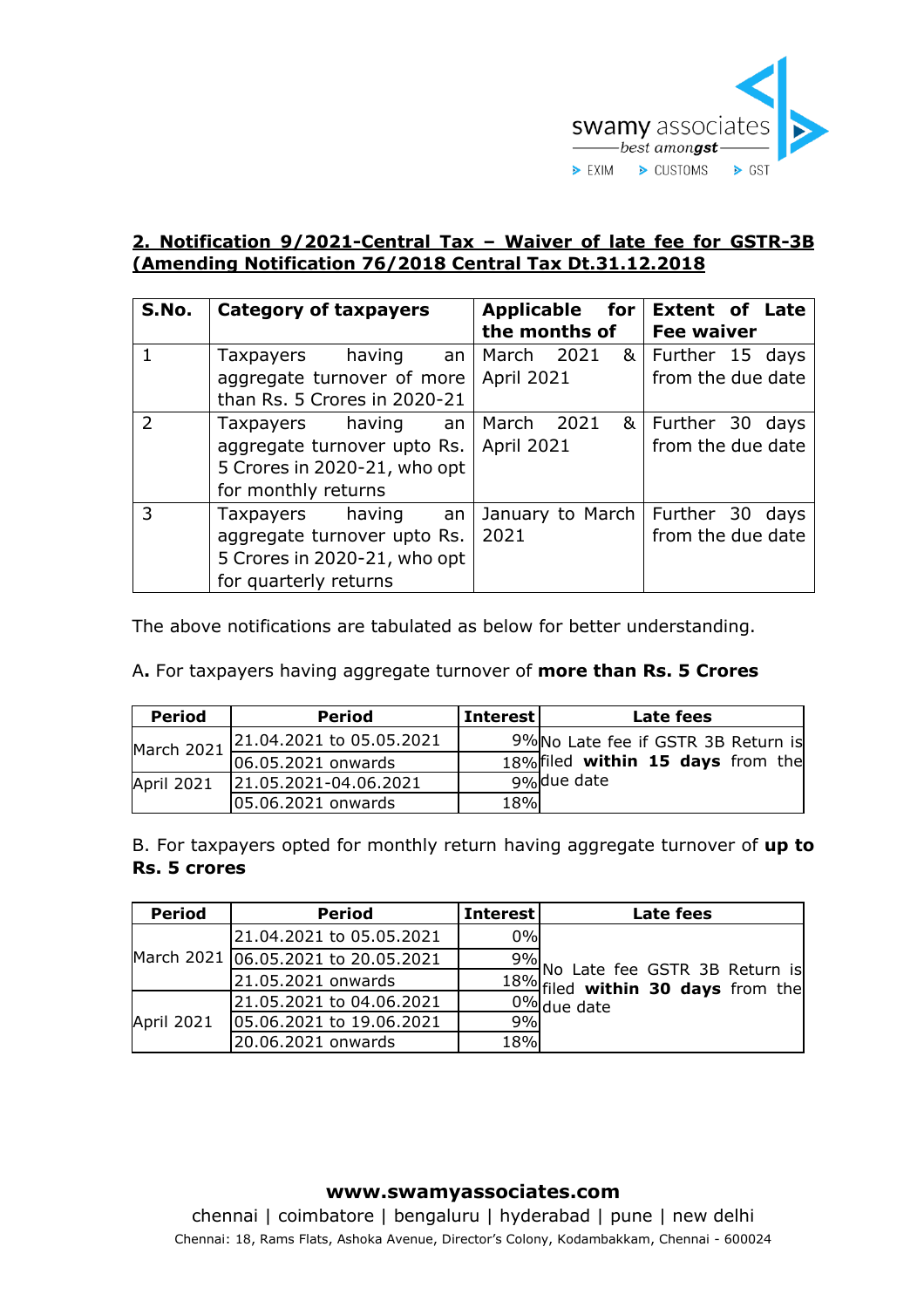## 2. Notification 9/2021-Central Tax – Waiver of late fee for GSTR-3B (Amending Notification 76/2018 Central Tax Dt.31.12.2018

| S.No. | Category of taxpayers | Applicable for the months of | Extent of Late Fee waiver |
|---|---|---|---|
| 1 | Taxpayers having an aggregate turnover of more than Rs. 5 Crores in 2020-21 | March 2021 & April 2021 | Further 15 days from the due date |
| 2 | Taxpayers having an aggregate turnover upto Rs. 5 Crores in 2020-21, who opt for monthly returns | March 2021 & April 2021 | Further 30 days from the due date |
| 3 | Taxpayers having an aggregate turnover upto Rs. 5 Crores in 2020-21, who opt for quarterly returns | January to March 2021 | Further 30 days from the due date |

The above notifications are tabulated as below for better understanding.

A**.** For taxpayers having aggregate turnover of **more than Rs. 5 Crores**

| Period | Period | Interest | Late fees |
|---|---|---|---|
| March 2021 | 21.04.2021 to 05.05.2021 | 9% | No Late fee if GSTR 3B Return is filed **within 15 days** from the due date |
| | 06.05.2021 onwards | 18% | |
| April 2021 | 21.05.2021-04.06.2021 | 9% | |
| | 05.06.2021 onwards | 18% | |

B. For taxpayers opted for monthly return having aggregate turnover of **up to Rs. 5 crores**

| Period | Period | Interest | Late fees |
|---|---|---|---|
| March 2021 | 21.04.2021 to 05.05.2021 | 0% | No Late fee GSTR 3B Return is filed **within 30 days** from the due date |
| | 06.05.2021 to 20.05.2021 | 9% | |
| | 21.05.2021 onwards | 18% | |
| April 2021 | 21.05.2021 to 04.06.2021 | 0% | |
| | 05.06.2021 to 19.06.2021 | 9% | |
| | 20.06.2021 onwards | 18% | |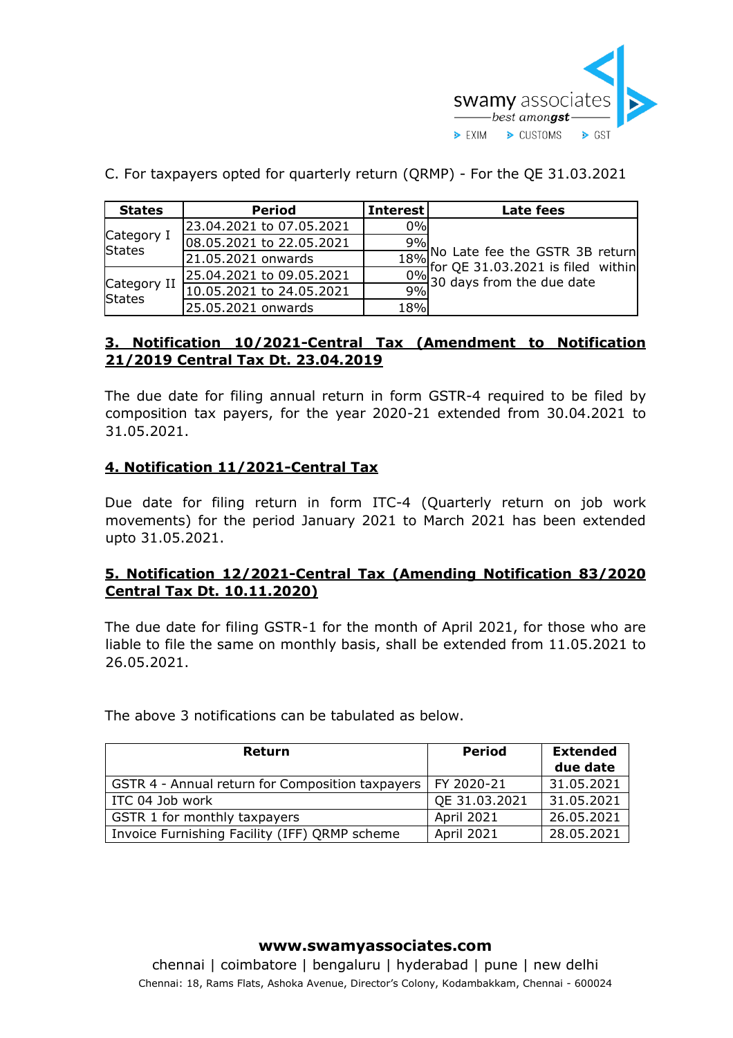C. For taxpayers opted for quarterly return (QRMP) - For the QE 31.03.2021

| States | Period | Interest | Late fees |
|---|---|---|---|
| Category I States | 23.04.2021 to 07.05.2021 | 0% | No Late fee the GSTR 3B return for QE 31.03.2021 is filed within 30 days from the due date |
| | 08.05.2021 to 22.05.2021 | 9% | |
| | 21.05.2021 onwards | 18% | |
| Category II States | 25.04.2021 to 09.05.2021 | 0% | |
| | 10.05.2021 to 24.05.2021 | 9% | |
| | 25.05.2021 onwards | 18% | |

### 3. Notification 10/2021-Central Tax (Amendment to Notification 21/2019 Central Tax Dt. 23.04.2019

The due date for filing annual return in form GSTR-4 required to be filed by composition tax payers, for the year 2020-21 extended from 30.04.2021 to 31.05.2021.

### 4. Notification 11/2021-Central Tax

Due date for filing return in form ITC-4 (Quarterly return on job work movements) for the period January 2021 to March 2021 has been extended upto 31.05.2021.

### 5. Notification 12/2021-Central Tax (Amending Notification 83/2020 Central Tax Dt. 10.11.2020)

The due date for filing GSTR-1 for the month of April 2021, for those who are liable to file the same on monthly basis, shall be extended from 11.05.2021 to 26.05.2021.

The above 3 notifications can be tabulated as below.

| Return | Period | Extended due date |
|---|---|---|
| GSTR 4 - Annual return for Composition taxpayers | FY 2020-21 | 31.05.2021 |
| ITC 04 Job work | QE 31.03.2021 | 31.05.2021 |
| GSTR 1 for monthly taxpayers | April 2021 | 26.05.2021 |
| Invoice Furnishing Facility (IFF) QRMP scheme | April 2021 | 28.05.2021 |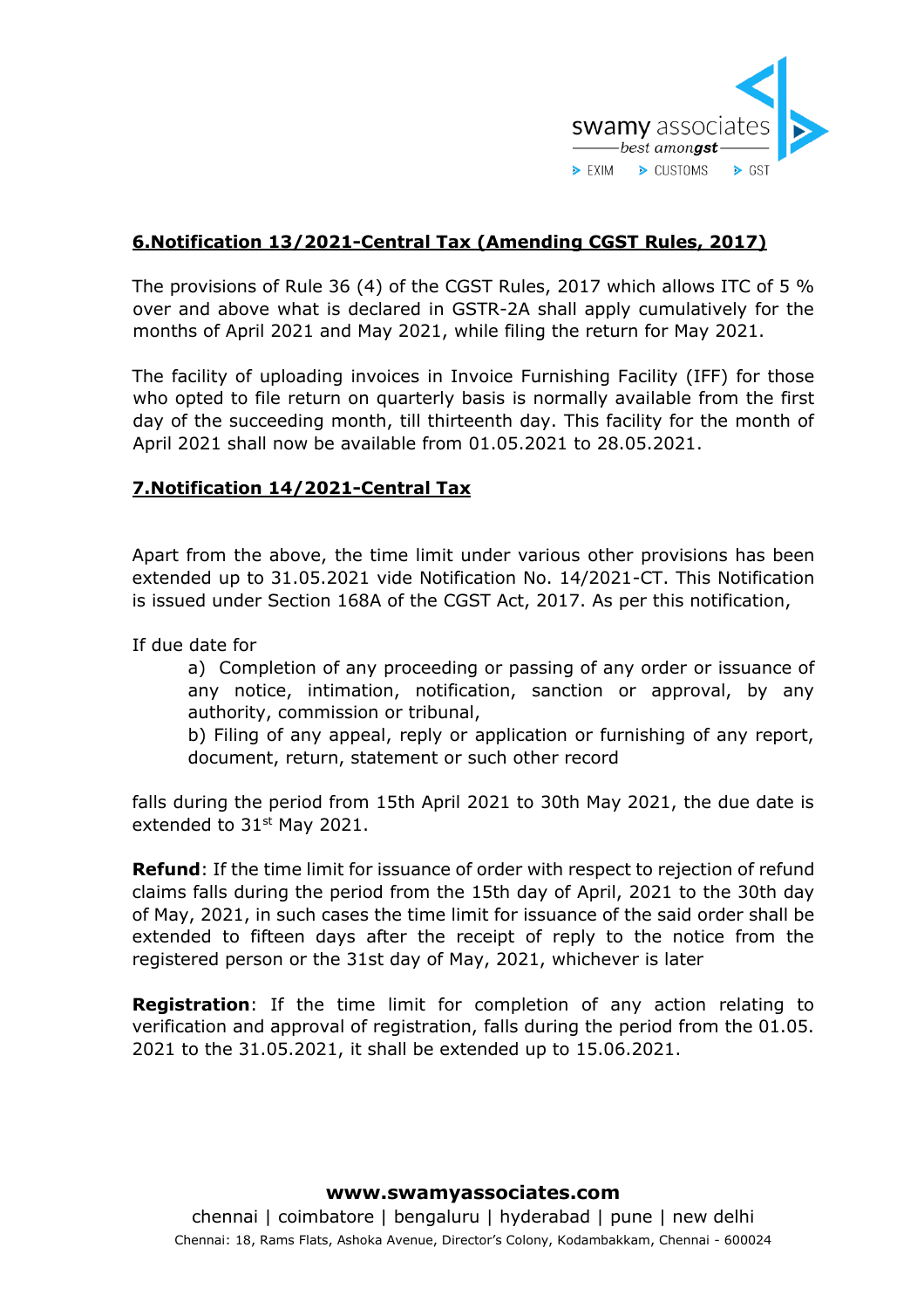## 6.Notification 13/2021-Central Tax (Amending CGST Rules, 2017)

The provisions of Rule 36 (4) of the CGST Rules, 2017 which allows ITC of 5 % over and above what is declared in GSTR-2A shall apply cumulatively for the months of April 2021 and May 2021, while filing the return for May 2021.

The facility of uploading invoices in Invoice Furnishing Facility (IFF) for those who opted to file return on quarterly basis is normally available from the first day of the succeeding month, till thirteenth day. This facility for the month of April 2021 shall now be available from 01.05.2021 to 28.05.2021.

## 7.Notification 14/2021-Central Tax

Apart from the above, the time limit under various other provisions has been extended up to 31.05.2021 vide Notification No. 14/2021-CT. This Notification is issued under Section 168A of the CGST Act, 2017. As per this notification,

If due date for

a) Completion of any proceeding or passing of any order or issuance of any notice, intimation, notification, sanction or approval, by any authority, commission or tribunal,

b) Filing of any appeal, reply or application or furnishing of any report, document, return, statement or such other record

falls during the period from 15th April 2021 to 30th May 2021, the due date is extended to 31st May 2021.

**Refund**: If the time limit for issuance of order with respect to rejection of refund claims falls during the period from the 15th day of April, 2021 to the 30th day of May, 2021, in such cases the time limit for issuance of the said order shall be extended to fifteen days after the receipt of reply to the notice from the registered person or the 31st day of May, 2021, whichever is later

**Registration**: If the time limit for completion of any action relating to verification and approval of registration, falls during the period from the 01.05. 2021 to the 31.05.2021, it shall be extended up to 15.06.2021.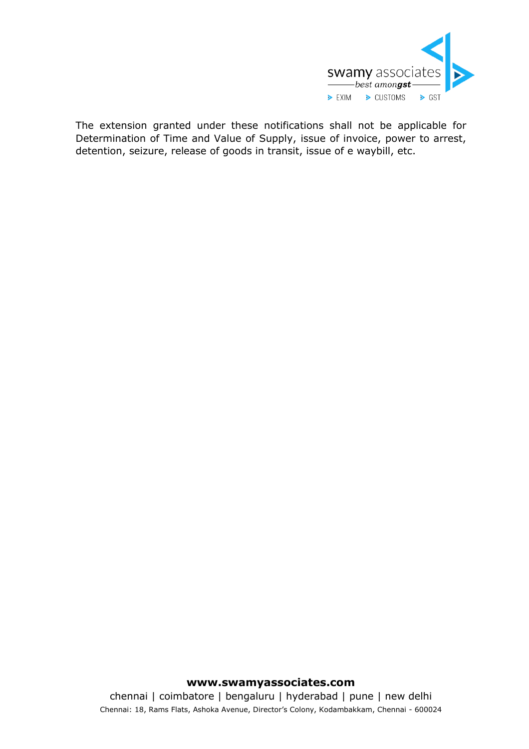The extension granted under these notifications shall not be applicable for Determination of Time and Value of Supply, issue of invoice, power to arrest, detention, seizure, release of goods in transit, issue of e waybill, etc.